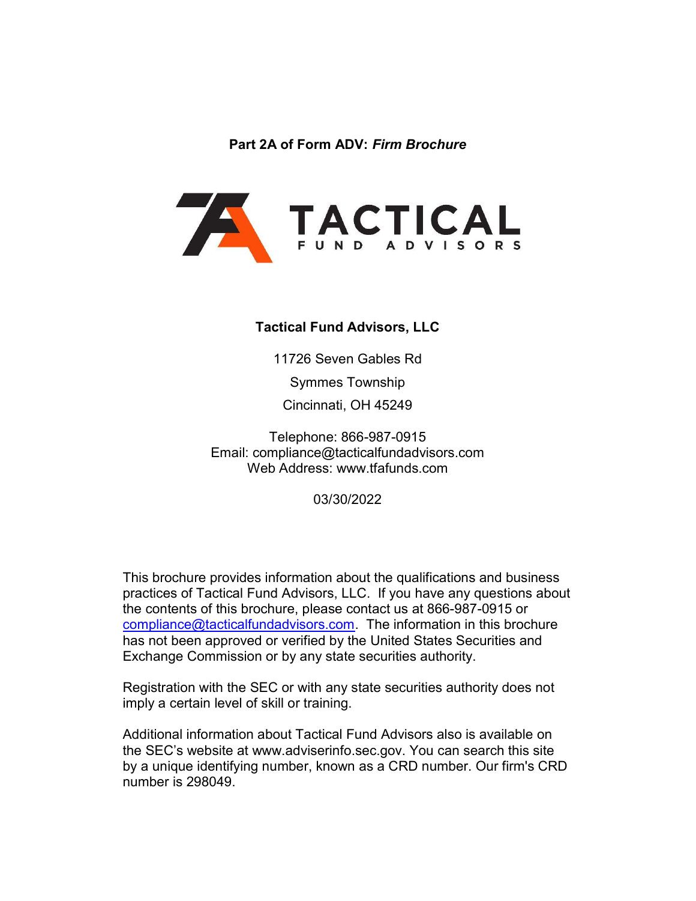**Part 2A of Form ADV: *Firm Brochure***

TACTICAL

FUND ADVISORS

**Tactical Fund Advisors, LLC**

11726 Seven Gables Rd

Symmes Township

Cincinnati, OH 45249

Telephone: 866-987-0915
Email: compliance@tacticalfundadvisors.com
Web Address: www.tfafunds.com

03/30/2022

This brochure provides information about the qualifications and business practices of Tactical Fund Advisors, LLC. If you have any questions about the contents of this brochure, please contact us at 866-987-0915 or compliance@tacticalfundadvisors.com. The information in this brochure has not been approved or verified by the United States Securities and Exchange Commission or by any state securities authority.

Registration with the SEC or with any state securities authority does not imply a certain level of skill or training.

Additional information about Tactical Fund Advisors also is available on the SEC's website at www.adviserinfo.sec.gov. You can search this site by a unique identifying number, known as a CRD number. Our firm's CRD number is 298049.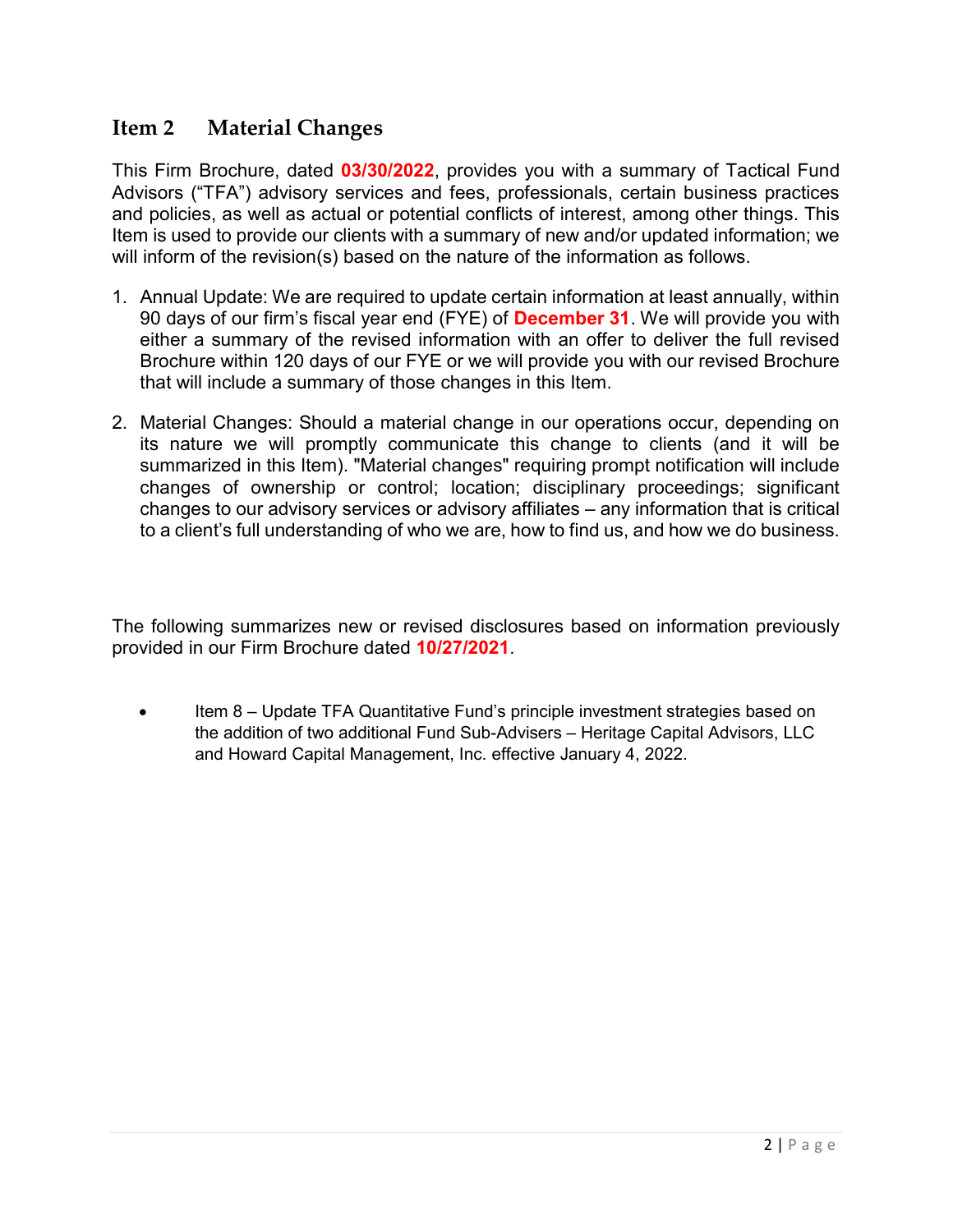## Item 2 Material Changes

This Firm Brochure, dated **03/30/2022**, provides you with a summary of Tactical Fund Advisors ("TFA") advisory services and fees, professionals, certain business practices and policies, as well as actual or potential conflicts of interest, among other things. This Item is used to provide our clients with a summary of new and/or updated information; we will inform of the revision(s) based on the nature of the information as follows.

1. Annual Update: We are required to update certain information at least annually, within 90 days of our firm's fiscal year end (FYE) of **December 31**. We will provide you with either a summary of the revised information with an offer to deliver the full revised Brochure within 120 days of our FYE or we will provide you with our revised Brochure that will include a summary of those changes in this Item.

2. Material Changes: Should a material change in our operations occur, depending on its nature we will promptly communicate this change to clients (and it will be summarized in this Item). "Material changes" requiring prompt notification will include changes of ownership or control; location; disciplinary proceedings; significant changes to our advisory services or advisory affiliates – any information that is critical to a client's full understanding of who we are, how to find us, and how we do business.

The following summarizes new or revised disclosures based on information previously provided in our Firm Brochure dated **10/27/2021**.

- Item 8 – Update TFA Quantitative Fund's principle investment strategies based on the addition of two additional Fund Sub-Advisers – Heritage Capital Advisors, LLC and Howard Capital Management, Inc. effective January 4, 2022.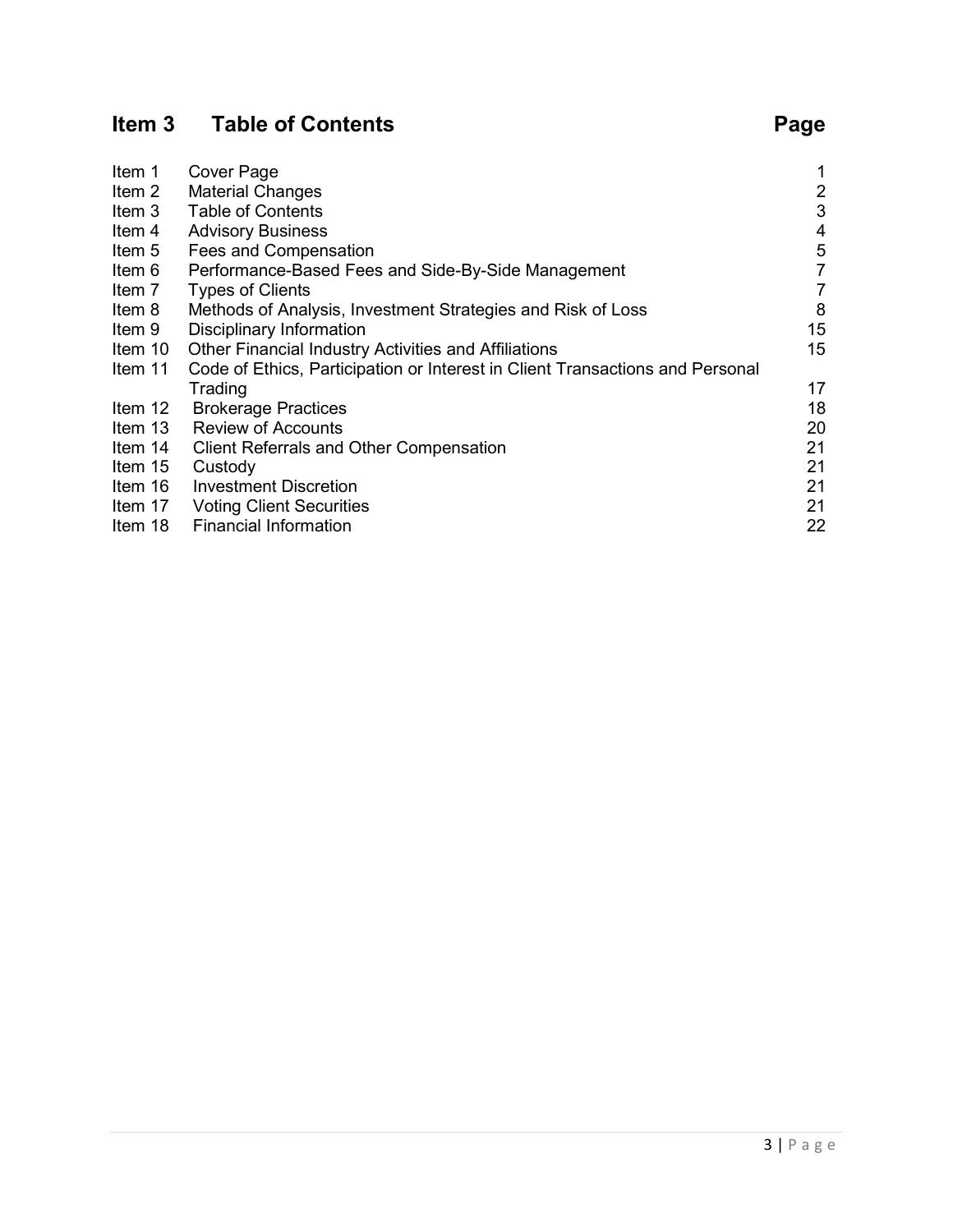## Item 3 Table of Contents

| Item | Title | Page |
|---|---|---|
| Item 1 | Cover Page | 1 |
| Item 2 | Material Changes | 2 |
| Item 3 | Table of Contents | 3 |
| Item 4 | Advisory Business | 4 |
| Item 5 | Fees and Compensation | 5 |
| Item 6 | Performance-Based Fees and Side-By-Side Management | 7 |
| Item 7 | Types of Clients | 7 |
| Item 8 | Methods of Analysis, Investment Strategies and Risk of Loss | 8 |
| Item 9 | Disciplinary Information | 15 |
| Item 10 | Other Financial Industry Activities and Affiliations | 15 |
| Item 11 | Code of Ethics, Participation or Interest in Client Transactions and Personal Trading | 17 |
| Item 12 | Brokerage Practices | 18 |
| Item 13 | Review of Accounts | 20 |
| Item 14 | Client Referrals and Other Compensation | 21 |
| Item 15 | Custody | 21 |
| Item 16 | Investment Discretion | 21 |
| Item 17 | Voting Client Securities | 21 |
| Item 18 | Financial Information | 22 |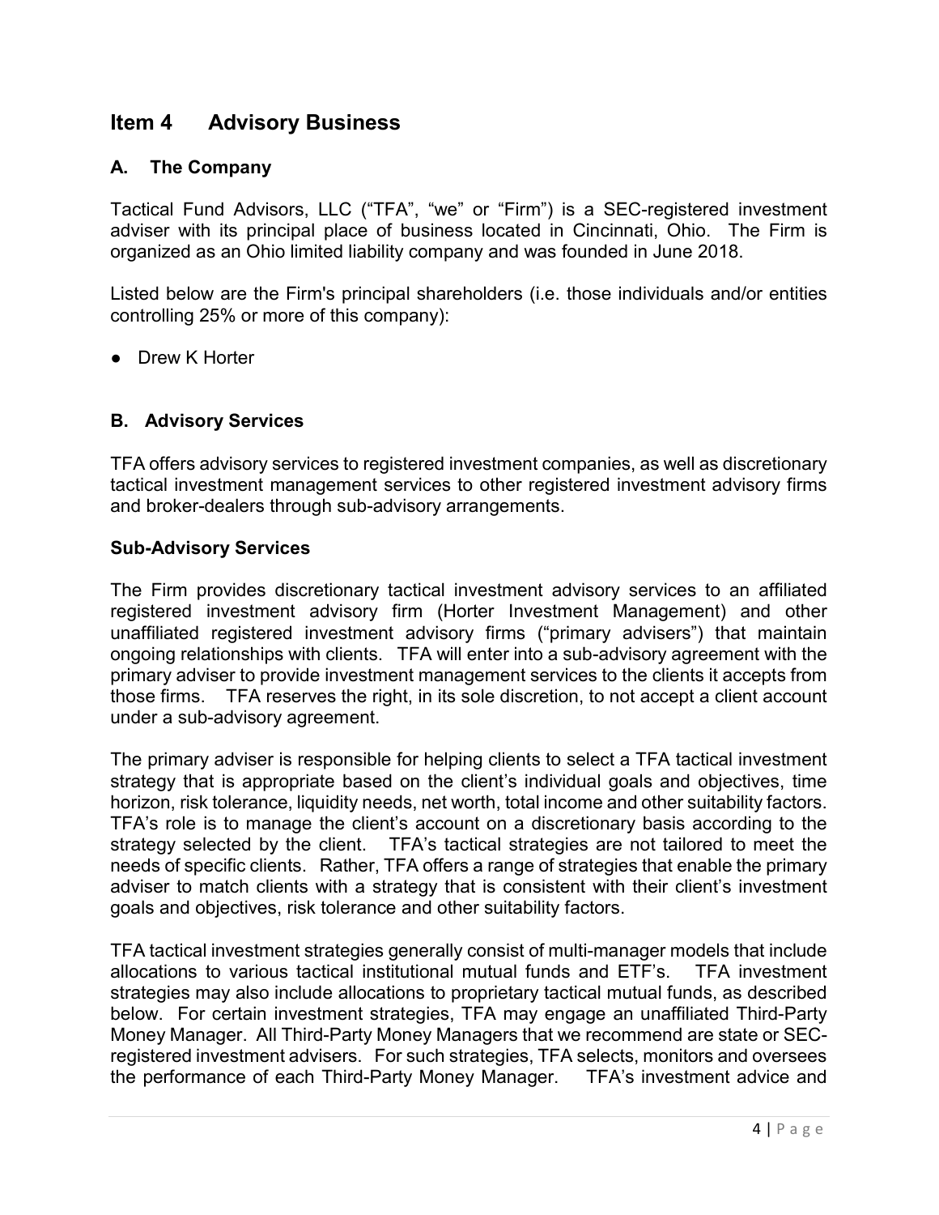# Item 4 Advisory Business

## A. The Company

Tactical Fund Advisors, LLC ("TFA", "we" or "Firm") is a SEC-registered investment adviser with its principal place of business located in Cincinnati, Ohio. The Firm is organized as an Ohio limited liability company and was founded in June 2018.

Listed below are the Firm's principal shareholders (i.e. those individuals and/or entities controlling 25% or more of this company):

- Drew K Horter

## B. Advisory Services

TFA offers advisory services to registered investment companies, as well as discretionary tactical investment management services to other registered investment advisory firms and broker-dealers through sub-advisory arrangements.

### Sub-Advisory Services

The Firm provides discretionary tactical investment advisory services to an affiliated registered investment advisory firm (Horter Investment Management) and other unaffiliated registered investment advisory firms ("primary advisers") that maintain ongoing relationships with clients. TFA will enter into a sub-advisory agreement with the primary adviser to provide investment management services to the clients it accepts from those firms. TFA reserves the right, in its sole discretion, to not accept a client account under a sub-advisory agreement.

The primary adviser is responsible for helping clients to select a TFA tactical investment strategy that is appropriate based on the client's individual goals and objectives, time horizon, risk tolerance, liquidity needs, net worth, total income and other suitability factors. TFA's role is to manage the client's account on a discretionary basis according to the strategy selected by the client. TFA's tactical strategies are not tailored to meet the needs of specific clients. Rather, TFA offers a range of strategies that enable the primary adviser to match clients with a strategy that is consistent with their client's investment goals and objectives, risk tolerance and other suitability factors.

TFA tactical investment strategies generally consist of multi-manager models that include allocations to various tactical institutional mutual funds and ETF's. TFA investment strategies may also include allocations to proprietary tactical mutual funds, as described below. For certain investment strategies, TFA may engage an unaffiliated Third-Party Money Manager. All Third-Party Money Managers that we recommend are state or SEC-registered investment advisers. For such strategies, TFA selects, monitors and oversees the performance of each Third-Party Money Manager. TFA's investment advice and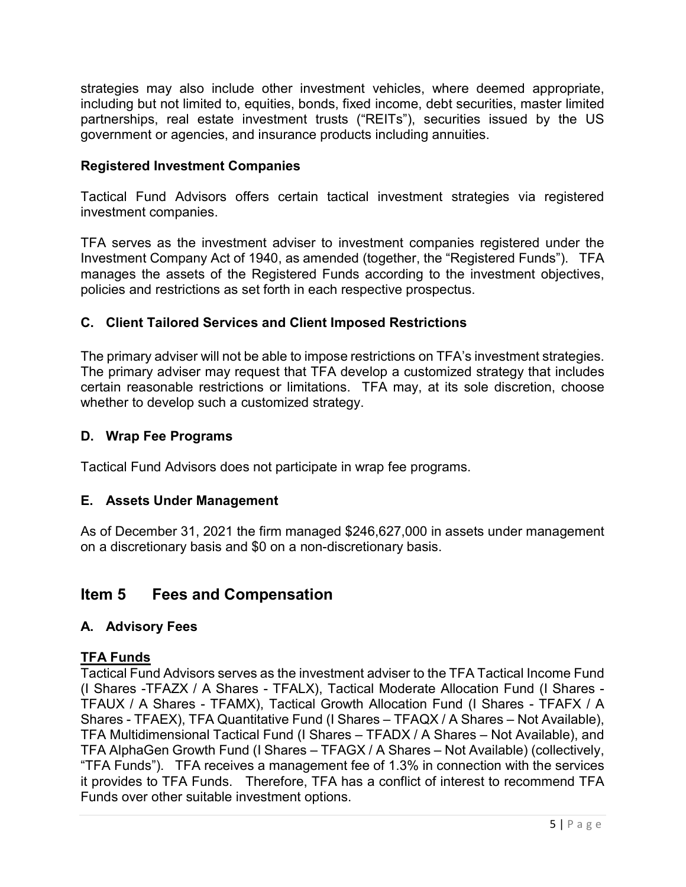strategies may also include other investment vehicles, where deemed appropriate, including but not limited to, equities, bonds, fixed income, debt securities, master limited partnerships, real estate investment trusts ("REITs"), securities issued by the US government or agencies, and insurance products including annuities.

### Registered Investment Companies

Tactical Fund Advisors offers certain tactical investment strategies via registered investment companies.

TFA serves as the investment adviser to investment companies registered under the Investment Company Act of 1940, as amended (together, the "Registered Funds"). TFA manages the assets of the Registered Funds according to the investment objectives, policies and restrictions as set forth in each respective prospectus.

### C. Client Tailored Services and Client Imposed Restrictions

The primary adviser will not be able to impose restrictions on TFA's investment strategies. The primary adviser may request that TFA develop a customized strategy that includes certain reasonable restrictions or limitations. TFA may, at its sole discretion, choose whether to develop such a customized strategy.

### D. Wrap Fee Programs

Tactical Fund Advisors does not participate in wrap fee programs.

### E. Assets Under Management

As of December 31, 2021 the firm managed $246,627,000 in assets under management on a discretionary basis and $0 on a non-discretionary basis.

## Item 5 Fees and Compensation

### A. Advisory Fees

**TFA Funds**

Tactical Fund Advisors serves as the investment adviser to the TFA Tactical Income Fund (I Shares -TFAZX / A Shares - TFALX), Tactical Moderate Allocation Fund (I Shares - TFAUX / A Shares - TFAMX), Tactical Growth Allocation Fund (I Shares - TFAFX / A Shares - TFAEX), TFA Quantitative Fund (I Shares – TFAQX / A Shares – Not Available), TFA Multidimensional Tactical Fund (I Shares – TFADX / A Shares – Not Available), and TFA AlphaGen Growth Fund (I Shares – TFAGX / A Shares – Not Available) (collectively, "TFA Funds"). TFA receives a management fee of 1.3% in connection with the services it provides to TFA Funds. Therefore, TFA has a conflict of interest to recommend TFA Funds over other suitable investment options.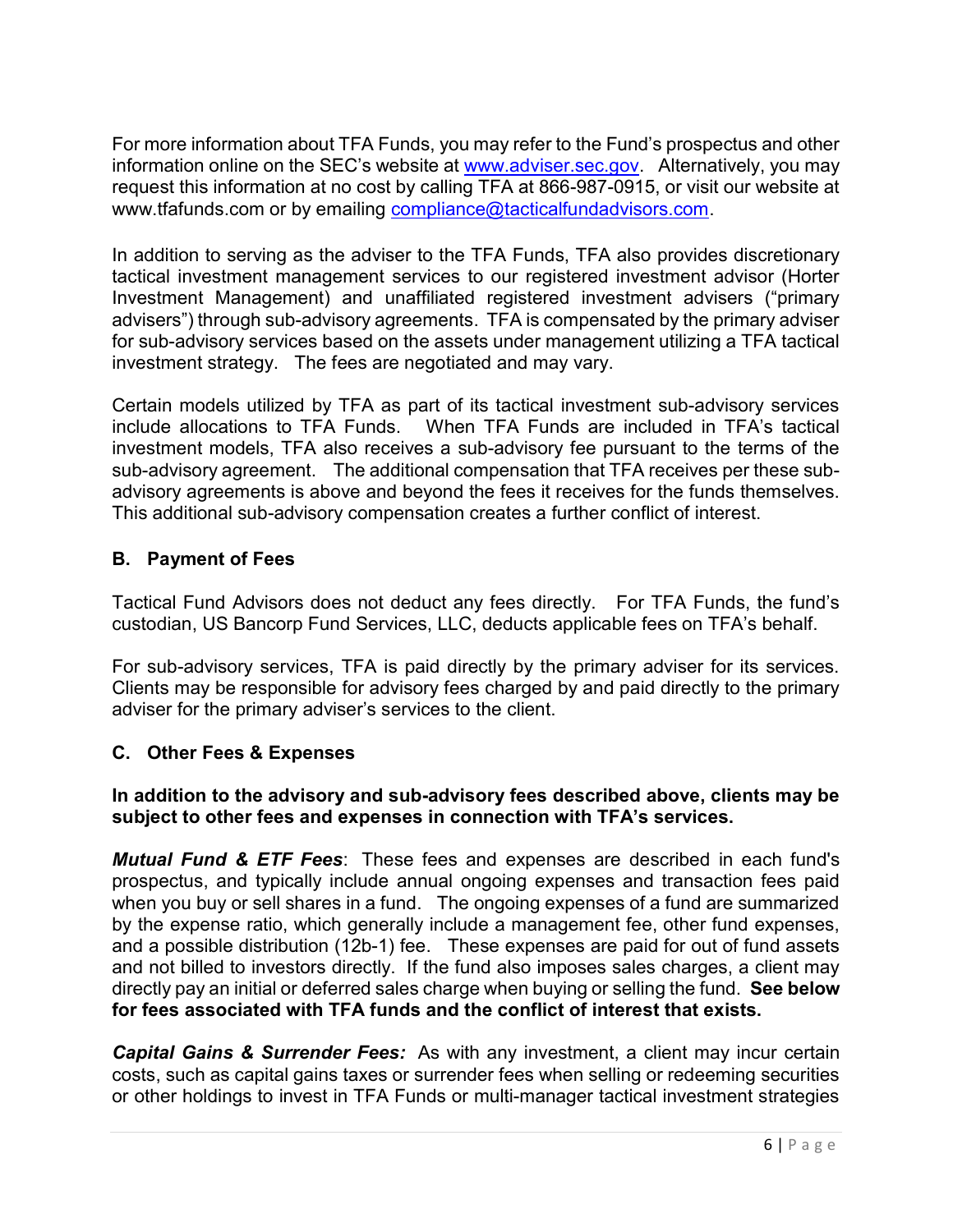For more information about TFA Funds, you may refer to the Fund's prospectus and other information online on the SEC's website at [www.adviser.sec.gov](http://www.adviser.sec.gov). Alternatively, you may request this information at no cost by calling TFA at 866-987-0915, or visit our website at www.tfafunds.com or by emailing [compliance@tacticalfundadvisors.com](mailto:compliance@tacticalfundadvisors.com).

In addition to serving as the adviser to the TFA Funds, TFA also provides discretionary tactical investment management services to our registered investment advisor (Horter Investment Management) and unaffiliated registered investment advisers ("primary advisers") through sub-advisory agreements. TFA is compensated by the primary adviser for sub-advisory services based on the assets under management utilizing a TFA tactical investment strategy. The fees are negotiated and may vary.

Certain models utilized by TFA as part of its tactical investment sub-advisory services include allocations to TFA Funds. When TFA Funds are included in TFA's tactical investment models, TFA also receives a sub-advisory fee pursuant to the terms of the sub-advisory agreement. The additional compensation that TFA receives per these sub-advisory agreements is above and beyond the fees it receives for the funds themselves. This additional sub-advisory compensation creates a further conflict of interest.

### B. Payment of Fees

Tactical Fund Advisors does not deduct any fees directly. For TFA Funds, the fund's custodian, US Bancorp Fund Services, LLC, deducts applicable fees on TFA's behalf.

For sub-advisory services, TFA is paid directly by the primary adviser for its services. Clients may be responsible for advisory fees charged by and paid directly to the primary adviser for the primary adviser's services to the client.

### C. Other Fees & Expenses

**In addition to the advisory and sub-advisory fees described above, clients may be subject to other fees and expenses in connection with TFA's services.**

***Mutual Fund & ETF Fees***: These fees and expenses are described in each fund's prospectus, and typically include annual ongoing expenses and transaction fees paid when you buy or sell shares in a fund. The ongoing expenses of a fund are summarized by the expense ratio, which generally include a management fee, other fund expenses, and a possible distribution (12b-1) fee. These expenses are paid for out of fund assets and not billed to investors directly. If the fund also imposes sales charges, a client may directly pay an initial or deferred sales charge when buying or selling the fund. **See below for fees associated with TFA funds and the conflict of interest that exists.**

***Capital Gains & Surrender Fees:*** As with any investment, a client may incur certain costs, such as capital gains taxes or surrender fees when selling or redeeming securities or other holdings to invest in TFA Funds or multi-manager tactical investment strategies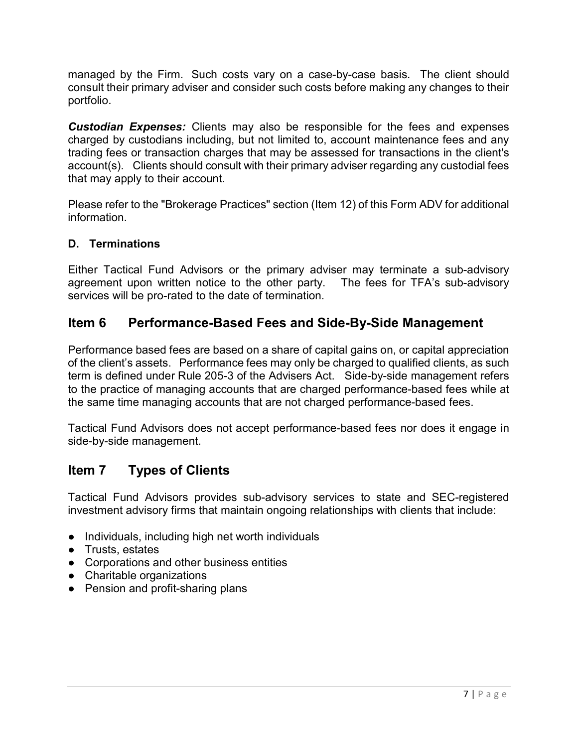managed by the Firm. Such costs vary on a case-by-case basis. The client should consult their primary adviser and consider such costs before making any changes to their portfolio.

***Custodian Expenses:*** Clients may also be responsible for the fees and expenses charged by custodians including, but not limited to, account maintenance fees and any trading fees or transaction charges that may be assessed for transactions in the client's account(s). Clients should consult with their primary adviser regarding any custodial fees that may apply to their account.

Please refer to the "Brokerage Practices" section (Item 12) of this Form ADV for additional information.

### D. Terminations

Either Tactical Fund Advisors or the primary adviser may terminate a sub-advisory agreement upon written notice to the other party. The fees for TFA's sub-advisory services will be pro-rated to the date of termination.

## Item 6 Performance-Based Fees and Side-By-Side Management

Performance based fees are based on a share of capital gains on, or capital appreciation of the client's assets. Performance fees may only be charged to qualified clients, as such term is defined under Rule 205-3 of the Advisers Act. Side-by-side management refers to the practice of managing accounts that are charged performance-based fees while at the same time managing accounts that are not charged performance-based fees.

Tactical Fund Advisors does not accept performance-based fees nor does it engage in side-by-side management.

## Item 7 Types of Clients

Tactical Fund Advisors provides sub-advisory services to state and SEC-registered investment advisory firms that maintain ongoing relationships with clients that include:

- Individuals, including high net worth individuals
- Trusts, estates
- Corporations and other business entities
- Charitable organizations
- Pension and profit-sharing plans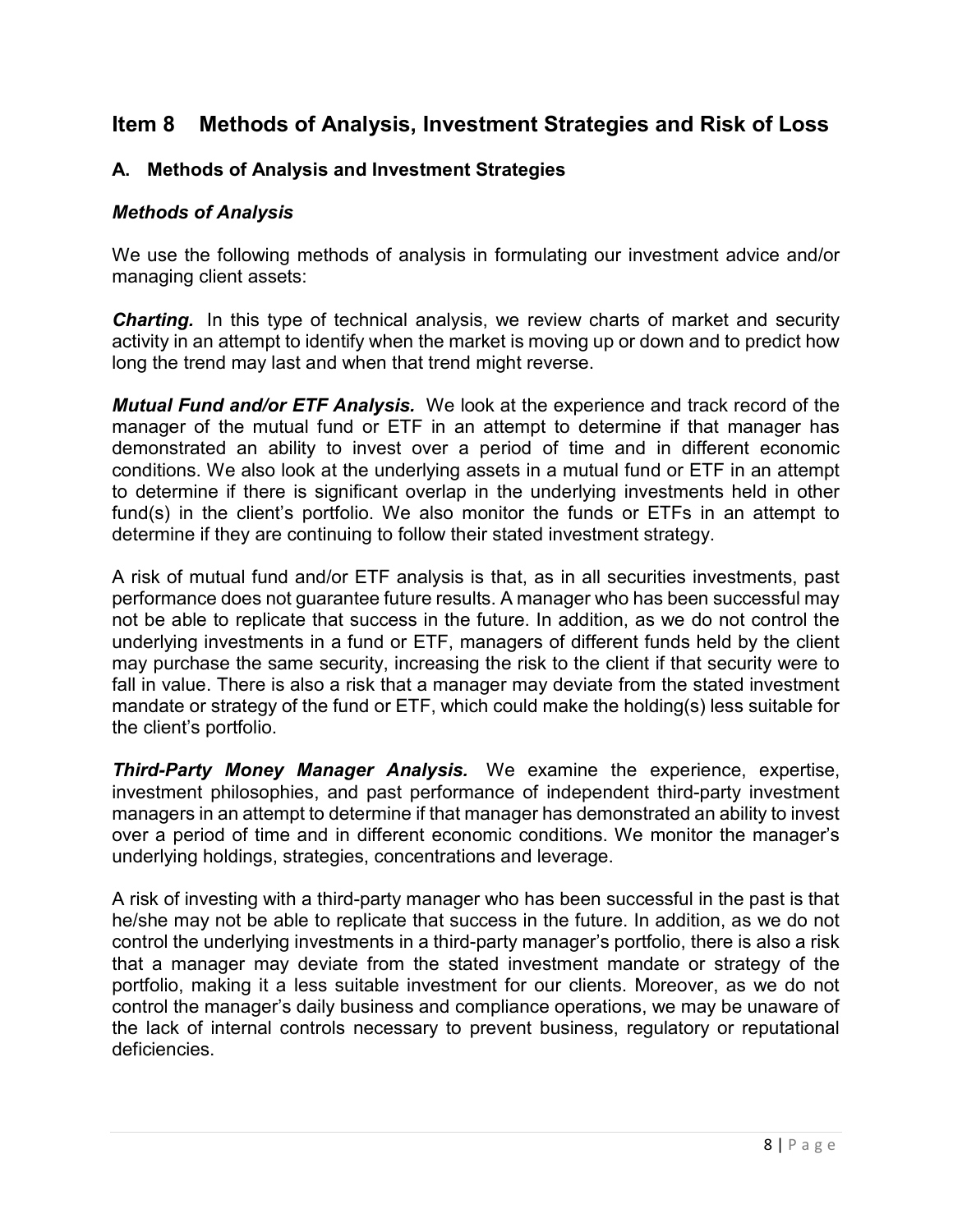# Item 8 Methods of Analysis, Investment Strategies and Risk of Loss

## A. Methods of Analysis and Investment Strategies

### *Methods of Analysis*

We use the following methods of analysis in formulating our investment advice and/or managing client assets:

***Charting.*** In this type of technical analysis, we review charts of market and security activity in an attempt to identify when the market is moving up or down and to predict how long the trend may last and when that trend might reverse.

***Mutual Fund and/or ETF Analysis.*** We look at the experience and track record of the manager of the mutual fund or ETF in an attempt to determine if that manager has demonstrated an ability to invest over a period of time and in different economic conditions. We also look at the underlying assets in a mutual fund or ETF in an attempt to determine if there is significant overlap in the underlying investments held in other fund(s) in the client's portfolio. We also monitor the funds or ETFs in an attempt to determine if they are continuing to follow their stated investment strategy.

A risk of mutual fund and/or ETF analysis is that, as in all securities investments, past performance does not guarantee future results. A manager who has been successful may not be able to replicate that success in the future. In addition, as we do not control the underlying investments in a fund or ETF, managers of different funds held by the client may purchase the same security, increasing the risk to the client if that security were to fall in value. There is also a risk that a manager may deviate from the stated investment mandate or strategy of the fund or ETF, which could make the holding(s) less suitable for the client's portfolio.

***Third-Party Money Manager Analysis.*** We examine the experience, expertise, investment philosophies, and past performance of independent third-party investment managers in an attempt to determine if that manager has demonstrated an ability to invest over a period of time and in different economic conditions. We monitor the manager's underlying holdings, strategies, concentrations and leverage.

A risk of investing with a third-party manager who has been successful in the past is that he/she may not be able to replicate that success in the future. In addition, as we do not control the underlying investments in a third-party manager's portfolio, there is also a risk that a manager may deviate from the stated investment mandate or strategy of the portfolio, making it a less suitable investment for our clients. Moreover, as we do not control the manager's daily business and compliance operations, we may be unaware of the lack of internal controls necessary to prevent business, regulatory or reputational deficiencies.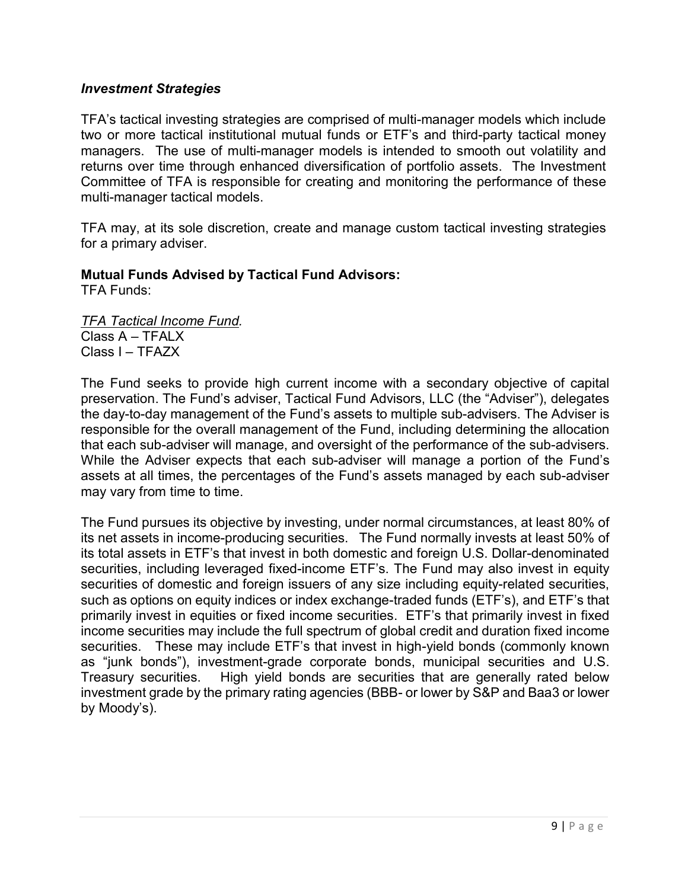### *Investment Strategies*

TFA's tactical investing strategies are comprised of multi-manager models which include two or more tactical institutional mutual funds or ETF's and third-party tactical money managers. The use of multi-manager models is intended to smooth out volatility and returns over time through enhanced diversification of portfolio assets. The Investment Committee of TFA is responsible for creating and monitoring the performance of these multi-manager tactical models.

TFA may, at its sole discretion, create and manage custom tactical investing strategies for a primary adviser.

**Mutual Funds Advised by Tactical Fund Advisors:**
TFA Funds:

<u>*TFA Tactical Income Fund.*</u>
Class A – TFALX
Class I – TFAZX

The Fund seeks to provide high current income with a secondary objective of capital preservation. The Fund's adviser, Tactical Fund Advisors, LLC (the "Adviser"), delegates the day-to-day management of the Fund's assets to multiple sub-advisers. The Adviser is responsible for the overall management of the Fund, including determining the allocation that each sub-adviser will manage, and oversight of the performance of the sub-advisers. While the Adviser expects that each sub-adviser will manage a portion of the Fund's assets at all times, the percentages of the Fund's assets managed by each sub-adviser may vary from time to time.

The Fund pursues its objective by investing, under normal circumstances, at least 80% of its net assets in income-producing securities. The Fund normally invests at least 50% of its total assets in ETF's that invest in both domestic and foreign U.S. Dollar-denominated securities, including leveraged fixed-income ETF's. The Fund may also invest in equity securities of domestic and foreign issuers of any size including equity-related securities, such as options on equity indices or index exchange-traded funds (ETF's), and ETF's that primarily invest in equities or fixed income securities. ETF's that primarily invest in fixed income securities may include the full spectrum of global credit and duration fixed income securities. These may include ETF's that invest in high-yield bonds (commonly known as "junk bonds"), investment-grade corporate bonds, municipal securities and U.S. Treasury securities. High yield bonds are securities that are generally rated below investment grade by the primary rating agencies (BBB- or lower by S&P and Baa3 or lower by Moody's).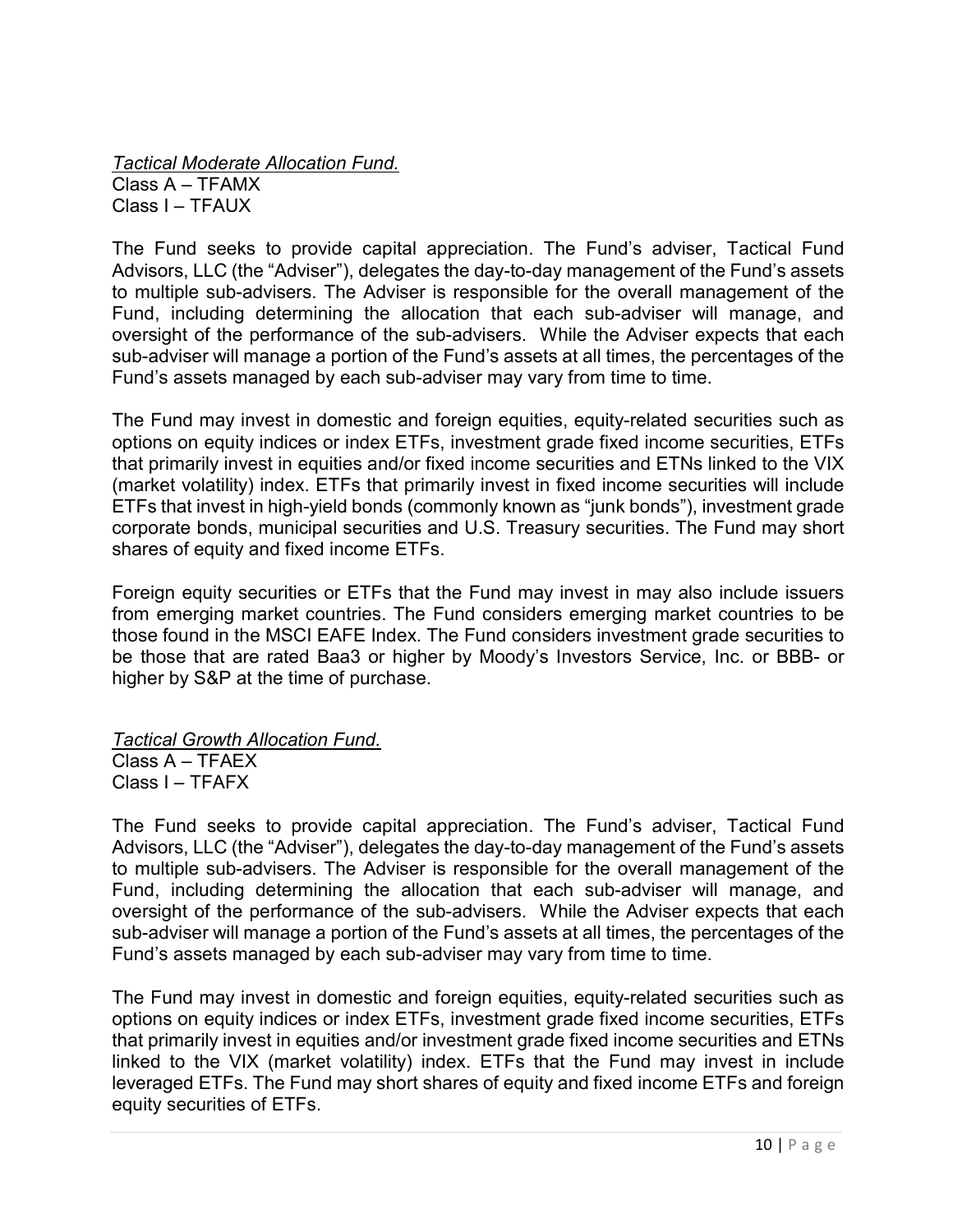*Tactical Moderate Allocation Fund.*
Class A – TFAMX
Class I – TFAUX

The Fund seeks to provide capital appreciation. The Fund's adviser, Tactical Fund Advisors, LLC (the "Adviser"), delegates the day-to-day management of the Fund's assets to multiple sub-advisers. The Adviser is responsible for the overall management of the Fund, including determining the allocation that each sub-adviser will manage, and oversight of the performance of the sub-advisers. While the Adviser expects that each sub-adviser will manage a portion of the Fund's assets at all times, the percentages of the Fund's assets managed by each sub-adviser may vary from time to time.

The Fund may invest in domestic and foreign equities, equity-related securities such as options on equity indices or index ETFs, investment grade fixed income securities, ETFs that primarily invest in equities and/or fixed income securities and ETNs linked to the VIX (market volatility) index. ETFs that primarily invest in fixed income securities will include ETFs that invest in high-yield bonds (commonly known as "junk bonds"), investment grade corporate bonds, municipal securities and U.S. Treasury securities. The Fund may short shares of equity and fixed income ETFs.

Foreign equity securities or ETFs that the Fund may invest in may also include issuers from emerging market countries. The Fund considers emerging market countries to be those found in the MSCI EAFE Index. The Fund considers investment grade securities to be those that are rated Baa3 or higher by Moody's Investors Service, Inc. or BBB- or higher by S&P at the time of purchase.

*Tactical Growth Allocation Fund.*
Class A – TFAEX
Class I – TFAFX

The Fund seeks to provide capital appreciation. The Fund's adviser, Tactical Fund Advisors, LLC (the "Adviser"), delegates the day-to-day management of the Fund's assets to multiple sub-advisers. The Adviser is responsible for the overall management of the Fund, including determining the allocation that each sub-adviser will manage, and oversight of the performance of the sub-advisers. While the Adviser expects that each sub-adviser will manage a portion of the Fund's assets at all times, the percentages of the Fund's assets managed by each sub-adviser may vary from time to time.

The Fund may invest in domestic and foreign equities, equity-related securities such as options on equity indices or index ETFs, investment grade fixed income securities, ETFs that primarily invest in equities and/or investment grade fixed income securities and ETNs linked to the VIX (market volatility) index. ETFs that the Fund may invest in include leveraged ETFs. The Fund may short shares of equity and fixed income ETFs and foreign equity securities of ETFs.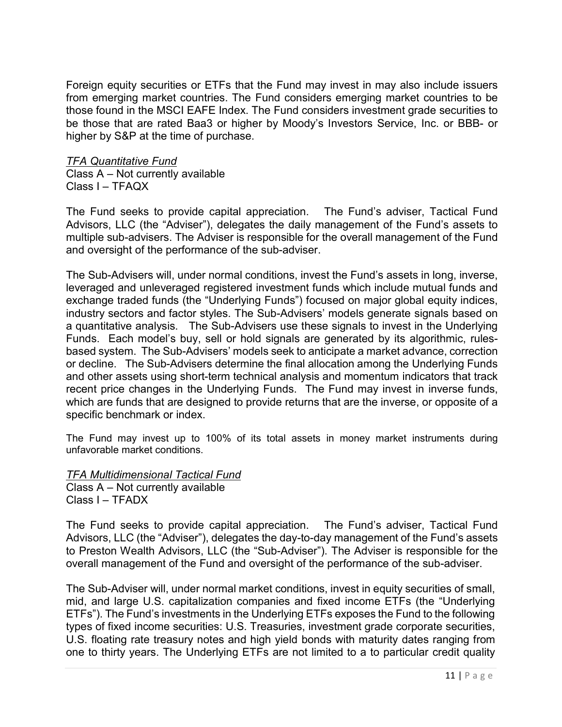Foreign equity securities or ETFs that the Fund may invest in may also include issuers from emerging market countries. The Fund considers emerging market countries to be those found in the MSCI EAFE Index. The Fund considers investment grade securities to be those that are rated Baa3 or higher by Moody's Investors Service, Inc. or BBB- or higher by S&P at the time of purchase.

*<u>TFA Quantitative Fund</u>*
Class A – Not currently available
Class I – TFAQX

The Fund seeks to provide capital appreciation. The Fund's adviser, Tactical Fund Advisors, LLC (the "Adviser"), delegates the daily management of the Fund's assets to multiple sub-advisers. The Adviser is responsible for the overall management of the Fund and oversight of the performance of the sub-adviser.

The Sub-Advisers will, under normal conditions, invest the Fund's assets in long, inverse, leveraged and unleveraged registered investment funds which include mutual funds and exchange traded funds (the "Underlying Funds") focused on major global equity indices, industry sectors and factor styles. The Sub-Advisers' models generate signals based on a quantitative analysis. The Sub-Advisers use these signals to invest in the Underlying Funds. Each model's buy, sell or hold signals are generated by its algorithmic, rules-based system. The Sub-Advisers' models seek to anticipate a market advance, correction or decline. The Sub-Advisers determine the final allocation among the Underlying Funds and other assets using short-term technical analysis and momentum indicators that track recent price changes in the Underlying Funds. The Fund may invest in inverse funds, which are funds that are designed to provide returns that are the inverse, or opposite of a specific benchmark or index.

The Fund may invest up to 100% of its total assets in money market instruments during unfavorable market conditions.

*<u>TFA Multidimensional Tactical Fund</u>*
Class A – Not currently available
Class I – TFADX

The Fund seeks to provide capital appreciation. The Fund's adviser, Tactical Fund Advisors, LLC (the "Adviser"), delegates the day-to-day management of the Fund's assets to Preston Wealth Advisors, LLC (the "Sub-Adviser"). The Adviser is responsible for the overall management of the Fund and oversight of the performance of the sub-adviser.

The Sub-Adviser will, under normal market conditions, invest in equity securities of small, mid, and large U.S. capitalization companies and fixed income ETFs (the "Underlying ETFs"). The Fund's investments in the Underlying ETFs exposes the Fund to the following types of fixed income securities: U.S. Treasuries, investment grade corporate securities, U.S. floating rate treasury notes and high yield bonds with maturity dates ranging from one to thirty years. The Underlying ETFs are not limited to a to particular credit quality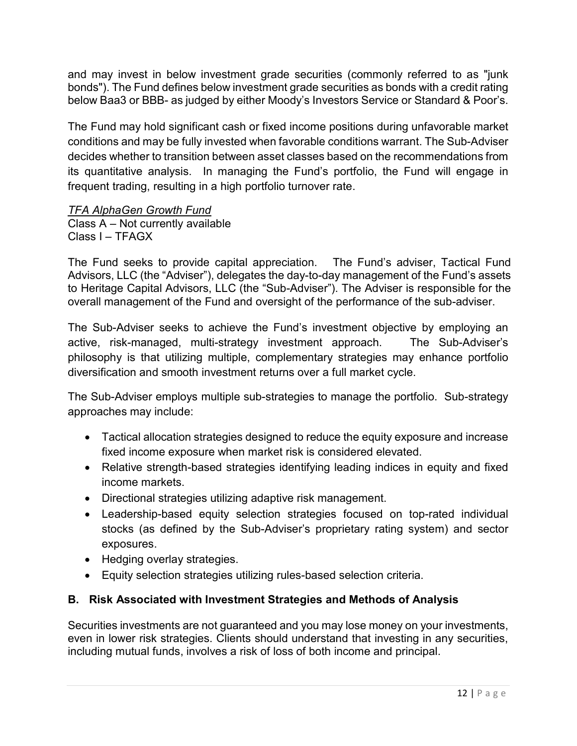and may invest in below investment grade securities (commonly referred to as "junk bonds"). The Fund defines below investment grade securities as bonds with a credit rating below Baa3 or BBB- as judged by either Moody's Investors Service or Standard & Poor's.

The Fund may hold significant cash or fixed income positions during unfavorable market conditions and may be fully invested when favorable conditions warrant. The Sub-Adviser decides whether to transition between asset classes based on the recommendations from its quantitative analysis. In managing the Fund's portfolio, the Fund will engage in frequent trading, resulting in a high portfolio turnover rate.

*TFA AlphaGen Growth Fund*
Class A – Not currently available
Class I – TFAGX

The Fund seeks to provide capital appreciation. The Fund's adviser, Tactical Fund Advisors, LLC (the "Adviser"), delegates the day-to-day management of the Fund's assets to Heritage Capital Advisors, LLC (the "Sub-Adviser"). The Adviser is responsible for the overall management of the Fund and oversight of the performance of the sub-adviser.

The Sub-Adviser seeks to achieve the Fund's investment objective by employing an active, risk-managed, multi-strategy investment approach. The Sub-Adviser's philosophy is that utilizing multiple, complementary strategies may enhance portfolio diversification and smooth investment returns over a full market cycle.

The Sub-Adviser employs multiple sub-strategies to manage the portfolio. Sub-strategy approaches may include:

- Tactical allocation strategies designed to reduce the equity exposure and increase fixed income exposure when market risk is considered elevated.
- Relative strength-based strategies identifying leading indices in equity and fixed income markets.
- Directional strategies utilizing adaptive risk management.
- Leadership-based equity selection strategies focused on top-rated individual stocks (as defined by the Sub-Adviser's proprietary rating system) and sector exposures.
- Hedging overlay strategies.
- Equity selection strategies utilizing rules-based selection criteria.

## B. Risk Associated with Investment Strategies and Methods of Analysis

Securities investments are not guaranteed and you may lose money on your investments, even in lower risk strategies. Clients should understand that investing in any securities, including mutual funds, involves a risk of loss of both income and principal.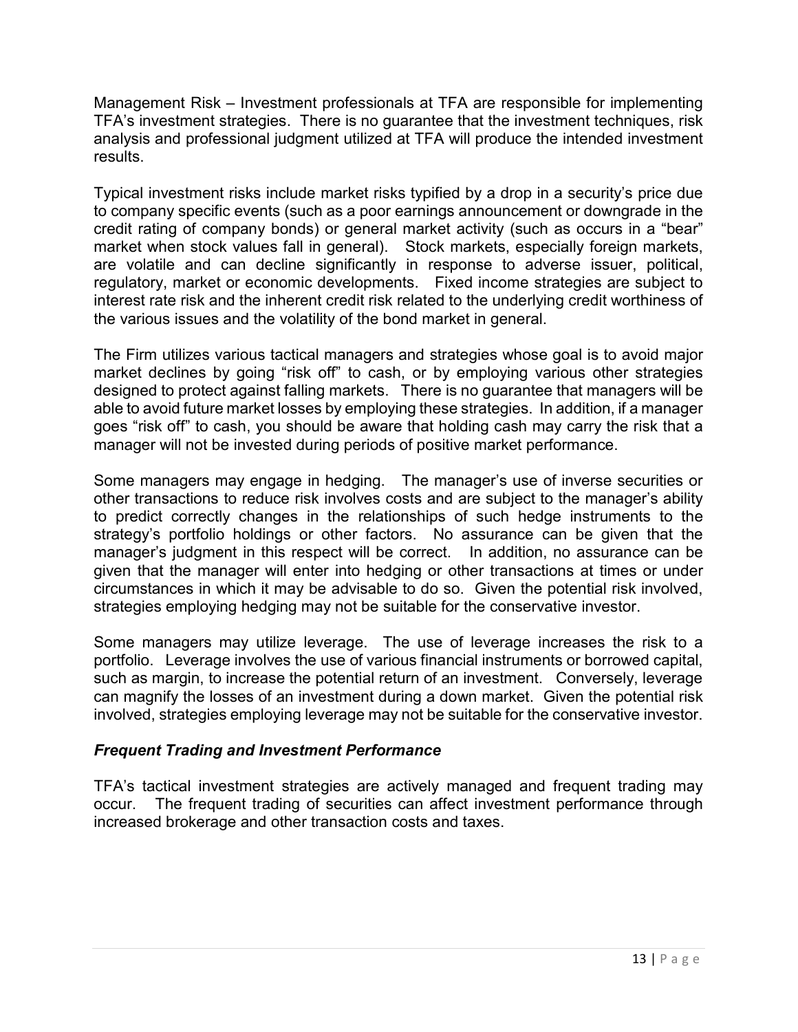Management Risk – Investment professionals at TFA are responsible for implementing TFA's investment strategies. There is no guarantee that the investment techniques, risk analysis and professional judgment utilized at TFA will produce the intended investment results.

Typical investment risks include market risks typified by a drop in a security's price due to company specific events (such as a poor earnings announcement or downgrade in the credit rating of company bonds) or general market activity (such as occurs in a "bear" market when stock values fall in general). Stock markets, especially foreign markets, are volatile and can decline significantly in response to adverse issuer, political, regulatory, market or economic developments. Fixed income strategies are subject to interest rate risk and the inherent credit risk related to the underlying credit worthiness of the various issues and the volatility of the bond market in general.

The Firm utilizes various tactical managers and strategies whose goal is to avoid major market declines by going "risk off" to cash, or by employing various other strategies designed to protect against falling markets. There is no guarantee that managers will be able to avoid future market losses by employing these strategies. In addition, if a manager goes "risk off" to cash, you should be aware that holding cash may carry the risk that a manager will not be invested during periods of positive market performance.

Some managers may engage in hedging. The manager's use of inverse securities or other transactions to reduce risk involves costs and are subject to the manager's ability to predict correctly changes in the relationships of such hedge instruments to the strategy's portfolio holdings or other factors. No assurance can be given that the manager's judgment in this respect will be correct. In addition, no assurance can be given that the manager will enter into hedging or other transactions at times or under circumstances in which it may be advisable to do so. Given the potential risk involved, strategies employing hedging may not be suitable for the conservative investor.

Some managers may utilize leverage. The use of leverage increases the risk to a portfolio. Leverage involves the use of various financial instruments or borrowed capital, such as margin, to increase the potential return of an investment. Conversely, leverage can magnify the losses of an investment during a down market. Given the potential risk involved, strategies employing leverage may not be suitable for the conservative investor.

### *Frequent Trading and Investment Performance*

TFA's tactical investment strategies are actively managed and frequent trading may occur. The frequent trading of securities can affect investment performance through increased brokerage and other transaction costs and taxes.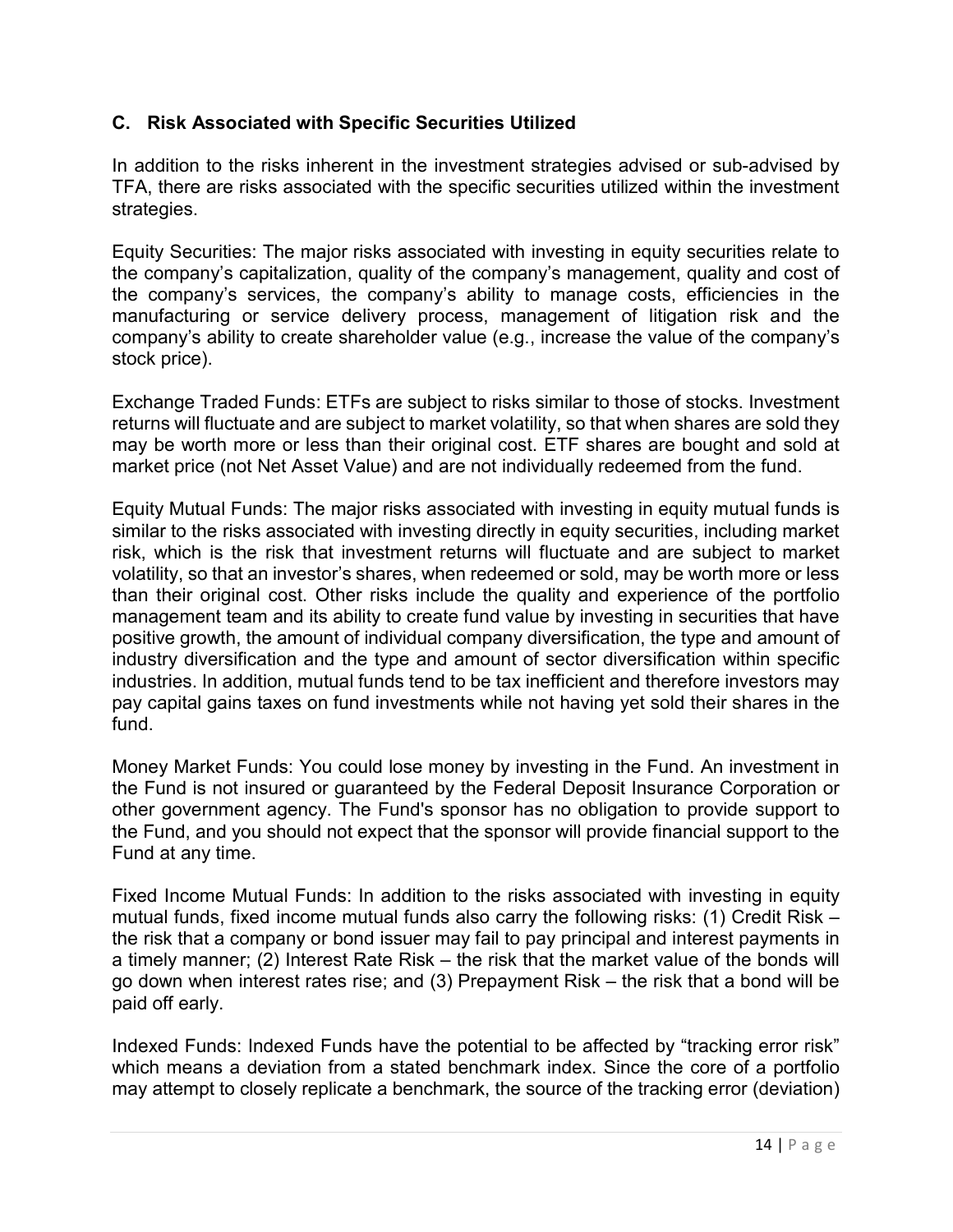### C. Risk Associated with Specific Securities Utilized

In addition to the risks inherent in the investment strategies advised or sub-advised by TFA, there are risks associated with the specific securities utilized within the investment strategies.

Equity Securities: The major risks associated with investing in equity securities relate to the company's capitalization, quality of the company's management, quality and cost of the company's services, the company's ability to manage costs, efficiencies in the manufacturing or service delivery process, management of litigation risk and the company's ability to create shareholder value (e.g., increase the value of the company's stock price).

Exchange Traded Funds: ETFs are subject to risks similar to those of stocks. Investment returns will fluctuate and are subject to market volatility, so that when shares are sold they may be worth more or less than their original cost. ETF shares are bought and sold at market price (not Net Asset Value) and are not individually redeemed from the fund.

Equity Mutual Funds: The major risks associated with investing in equity mutual funds is similar to the risks associated with investing directly in equity securities, including market risk, which is the risk that investment returns will fluctuate and are subject to market volatility, so that an investor's shares, when redeemed or sold, may be worth more or less than their original cost. Other risks include the quality and experience of the portfolio management team and its ability to create fund value by investing in securities that have positive growth, the amount of individual company diversification, the type and amount of industry diversification and the type and amount of sector diversification within specific industries. In addition, mutual funds tend to be tax inefficient and therefore investors may pay capital gains taxes on fund investments while not having yet sold their shares in the fund.

Money Market Funds: You could lose money by investing in the Fund. An investment in the Fund is not insured or guaranteed by the Federal Deposit Insurance Corporation or other government agency. The Fund's sponsor has no obligation to provide support to the Fund, and you should not expect that the sponsor will provide financial support to the Fund at any time.

Fixed Income Mutual Funds: In addition to the risks associated with investing in equity mutual funds, fixed income mutual funds also carry the following risks: (1) Credit Risk – the risk that a company or bond issuer may fail to pay principal and interest payments in a timely manner; (2) Interest Rate Risk – the risk that the market value of the bonds will go down when interest rates rise; and (3) Prepayment Risk – the risk that a bond will be paid off early.

Indexed Funds: Indexed Funds have the potential to be affected by "tracking error risk" which means a deviation from a stated benchmark index. Since the core of a portfolio may attempt to closely replicate a benchmark, the source of the tracking error (deviation)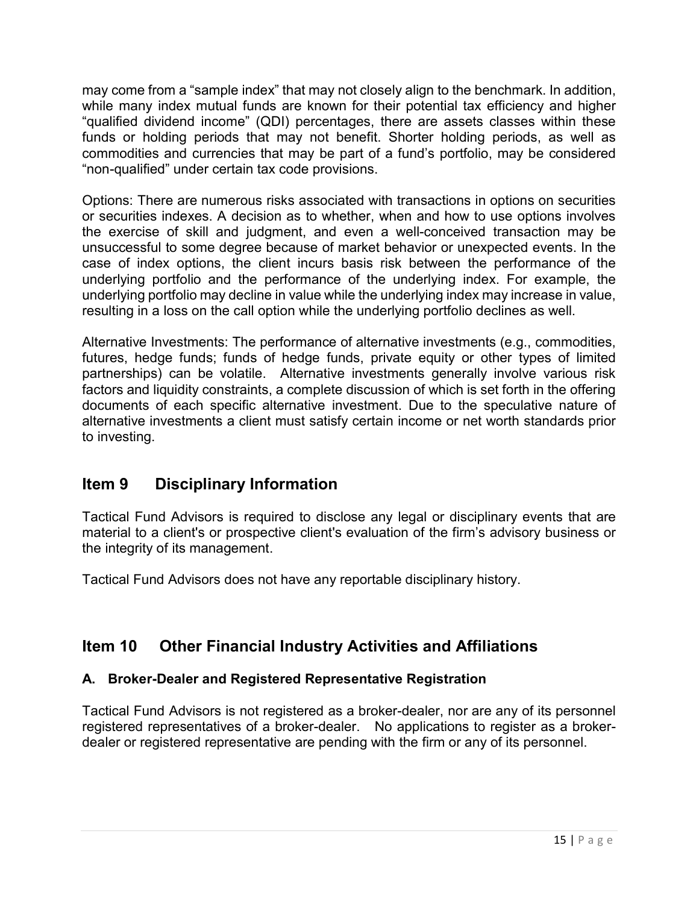may come from a "sample index" that may not closely align to the benchmark. In addition, while many index mutual funds are known for their potential tax efficiency and higher "qualified dividend income" (QDI) percentages, there are assets classes within these funds or holding periods that may not benefit. Shorter holding periods, as well as commodities and currencies that may be part of a fund's portfolio, may be considered "non-qualified" under certain tax code provisions.

Options: There are numerous risks associated with transactions in options on securities or securities indexes. A decision as to whether, when and how to use options involves the exercise of skill and judgment, and even a well-conceived transaction may be unsuccessful to some degree because of market behavior or unexpected events. In the case of index options, the client incurs basis risk between the performance of the underlying portfolio and the performance of the underlying index. For example, the underlying portfolio may decline in value while the underlying index may increase in value, resulting in a loss on the call option while the underlying portfolio declines as well.

Alternative Investments: The performance of alternative investments (e.g., commodities, futures, hedge funds; funds of hedge funds, private equity or other types of limited partnerships) can be volatile. Alternative investments generally involve various risk factors and liquidity constraints, a complete discussion of which is set forth in the offering documents of each specific alternative investment. Due to the speculative nature of alternative investments a client must satisfy certain income or net worth standards prior to investing.

## Item 9 Disciplinary Information

Tactical Fund Advisors is required to disclose any legal or disciplinary events that are material to a client's or prospective client's evaluation of the firm's advisory business or the integrity of its management.

Tactical Fund Advisors does not have any reportable disciplinary history.

## Item 10 Other Financial Industry Activities and Affiliations

### A. Broker-Dealer and Registered Representative Registration

Tactical Fund Advisors is not registered as a broker-dealer, nor are any of its personnel registered representatives of a broker-dealer. No applications to register as a broker-dealer or registered representative are pending with the firm or any of its personnel.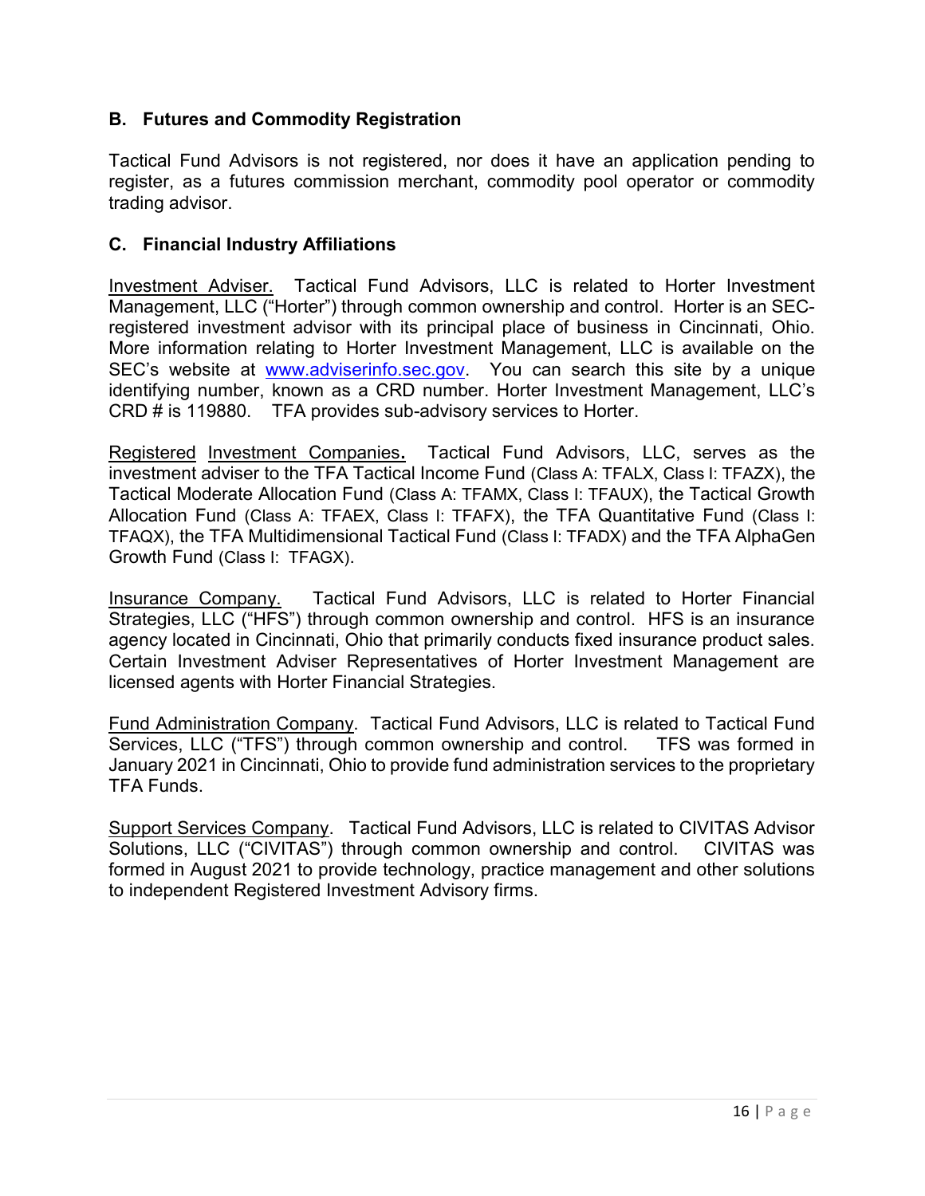### B. Futures and Commodity Registration

Tactical Fund Advisors is not registered, nor does it have an application pending to register, as a futures commission merchant, commodity pool operator or commodity trading advisor.

### C. Financial Industry Affiliations

Investment Adviser. Tactical Fund Advisors, LLC is related to Horter Investment Management, LLC ("Horter") through common ownership and control. Horter is an SEC-registered investment advisor with its principal place of business in Cincinnati, Ohio. More information relating to Horter Investment Management, LLC is available on the SEC's website at www.adviserinfo.sec.gov. You can search this site by a unique identifying number, known as a CRD number. Horter Investment Management, LLC's CRD # is 119880. TFA provides sub-advisory services to Horter.

Registered Investment Companies. Tactical Fund Advisors, LLC, serves as the investment adviser to the TFA Tactical Income Fund (Class A: TFALX, Class I: TFAZX), the Tactical Moderate Allocation Fund (Class A: TFAMX, Class I: TFAUX), the Tactical Growth Allocation Fund (Class A: TFAEX, Class I: TFAFX), the TFA Quantitative Fund (Class I: TFAQX), the TFA Multidimensional Tactical Fund (Class I: TFADX) and the TFA AlphaGen Growth Fund (Class I: TFAGX).

Insurance Company. Tactical Fund Advisors, LLC is related to Horter Financial Strategies, LLC ("HFS") through common ownership and control. HFS is an insurance agency located in Cincinnati, Ohio that primarily conducts fixed insurance product sales. Certain Investment Adviser Representatives of Horter Investment Management are licensed agents with Horter Financial Strategies.

Fund Administration Company. Tactical Fund Advisors, LLC is related to Tactical Fund Services, LLC ("TFS") through common ownership and control. TFS was formed in January 2021 in Cincinnati, Ohio to provide fund administration services to the proprietary TFA Funds.

Support Services Company. Tactical Fund Advisors, LLC is related to CIVITAS Advisor Solutions, LLC ("CIVITAS") through common ownership and control. CIVITAS was formed in August 2021 to provide technology, practice management and other solutions to independent Registered Investment Advisory firms.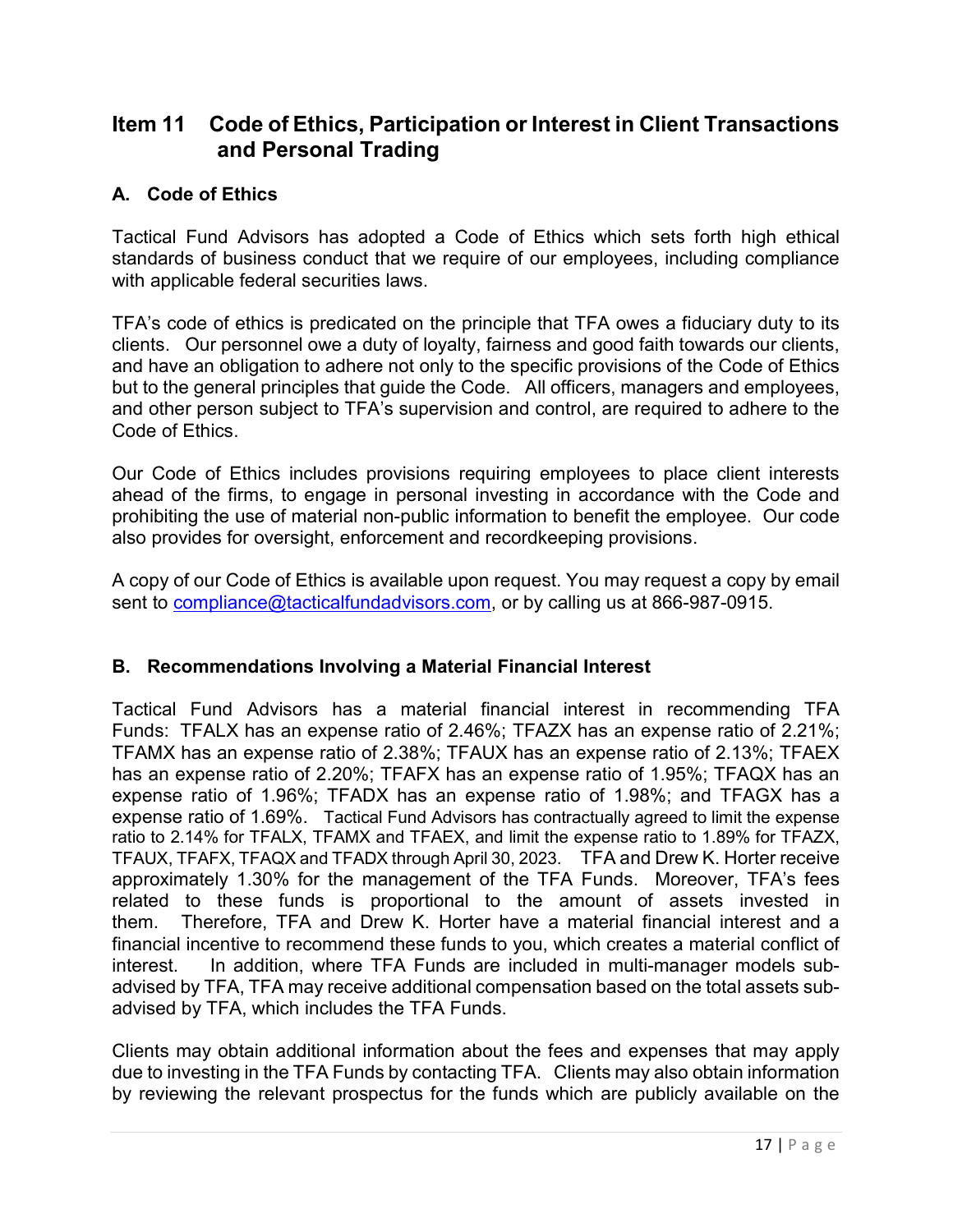## Item 11 Code of Ethics, Participation or Interest in Client Transactions and Personal Trading

### A. Code of Ethics

Tactical Fund Advisors has adopted a Code of Ethics which sets forth high ethical standards of business conduct that we require of our employees, including compliance with applicable federal securities laws.

TFA's code of ethics is predicated on the principle that TFA owes a fiduciary duty to its clients. Our personnel owe a duty of loyalty, fairness and good faith towards our clients, and have an obligation to adhere not only to the specific provisions of the Code of Ethics but to the general principles that guide the Code. All officers, managers and employees, and other person subject to TFA's supervision and control, are required to adhere to the Code of Ethics.

Our Code of Ethics includes provisions requiring employees to place client interests ahead of the firms, to engage in personal investing in accordance with the Code and prohibiting the use of material non-public information to benefit the employee. Our code also provides for oversight, enforcement and recordkeeping provisions.

A copy of our Code of Ethics is available upon request. You may request a copy by email sent to compliance@tacticalfundadvisors.com, or by calling us at 866-987-0915.

### B. Recommendations Involving a Material Financial Interest

Tactical Fund Advisors has a material financial interest in recommending TFA Funds: TFALX has an expense ratio of 2.46%; TFAZX has an expense ratio of 2.21%; TFAMX has an expense ratio of 2.38%; TFAUX has an expense ratio of 2.13%; TFAEX has an expense ratio of 2.20%; TFAFX has an expense ratio of 1.95%; TFAQX has an expense ratio of 1.96%; TFADX has an expense ratio of 1.98%; and TFAGX has a expense ratio of 1.69%. Tactical Fund Advisors has contractually agreed to limit the expense ratio to 2.14% for TFALX, TFAMX and TFAEX, and limit the expense ratio to 1.89% for TFAZX, TFAUX, TFAFX, TFAQX and TFADX through April 30, 2023. TFA and Drew K. Horter receive approximately 1.30% for the management of the TFA Funds. Moreover, TFA's fees related to these funds is proportional to the amount of assets invested in them. Therefore, TFA and Drew K. Horter have a material financial interest and a financial incentive to recommend these funds to you, which creates a material conflict of interest. In addition, where TFA Funds are included in multi-manager models sub-advised by TFA, TFA may receive additional compensation based on the total assets sub-advised by TFA, which includes the TFA Funds.

Clients may obtain additional information about the fees and expenses that may apply due to investing in the TFA Funds by contacting TFA. Clients may also obtain information by reviewing the relevant prospectus for the funds which are publicly available on the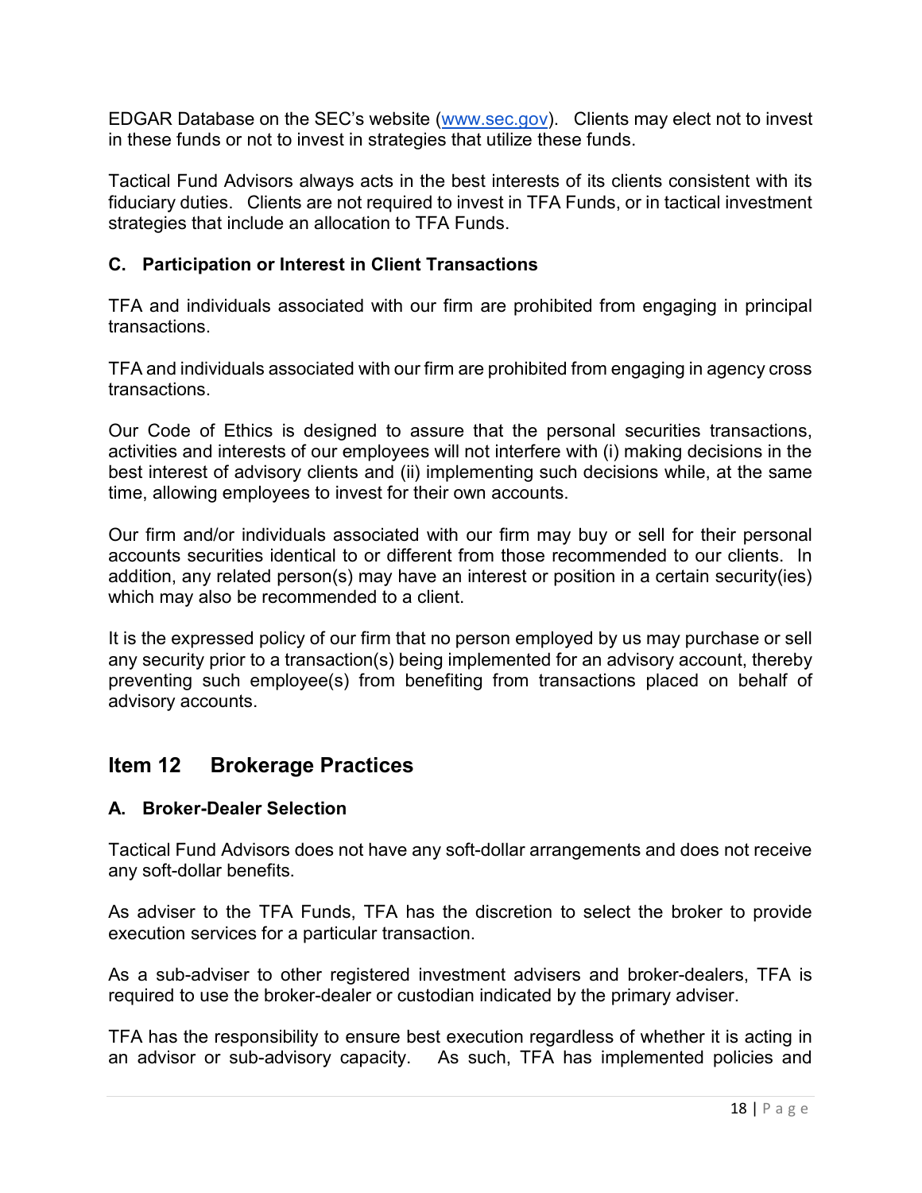EDGAR Database on the SEC's website ([www.sec.gov](http://www.sec.gov)). Clients may elect not to invest in these funds or not to invest in strategies that utilize these funds.

Tactical Fund Advisors always acts in the best interests of its clients consistent with its fiduciary duties. Clients are not required to invest in TFA Funds, or in tactical investment strategies that include an allocation to TFA Funds.

### C. Participation or Interest in Client Transactions

TFA and individuals associated with our firm are prohibited from engaging in principal transactions.

TFA and individuals associated with our firm are prohibited from engaging in agency cross transactions.

Our Code of Ethics is designed to assure that the personal securities transactions, activities and interests of our employees will not interfere with (i) making decisions in the best interest of advisory clients and (ii) implementing such decisions while, at the same time, allowing employees to invest for their own accounts.

Our firm and/or individuals associated with our firm may buy or sell for their personal accounts securities identical to or different from those recommended to our clients. In addition, any related person(s) may have an interest or position in a certain security(ies) which may also be recommended to a client.

It is the expressed policy of our firm that no person employed by us may purchase or sell any security prior to a transaction(s) being implemented for an advisory account, thereby preventing such employee(s) from benefiting from transactions placed on behalf of advisory accounts.

## Item 12 Brokerage Practices

### A. Broker-Dealer Selection

Tactical Fund Advisors does not have any soft-dollar arrangements and does not receive any soft-dollar benefits.

As adviser to the TFA Funds, TFA has the discretion to select the broker to provide execution services for a particular transaction.

As a sub-adviser to other registered investment advisers and broker-dealers, TFA is required to use the broker-dealer or custodian indicated by the primary adviser.

TFA has the responsibility to ensure best execution regardless of whether it is acting in an advisor or sub-advisory capacity. As such, TFA has implemented policies and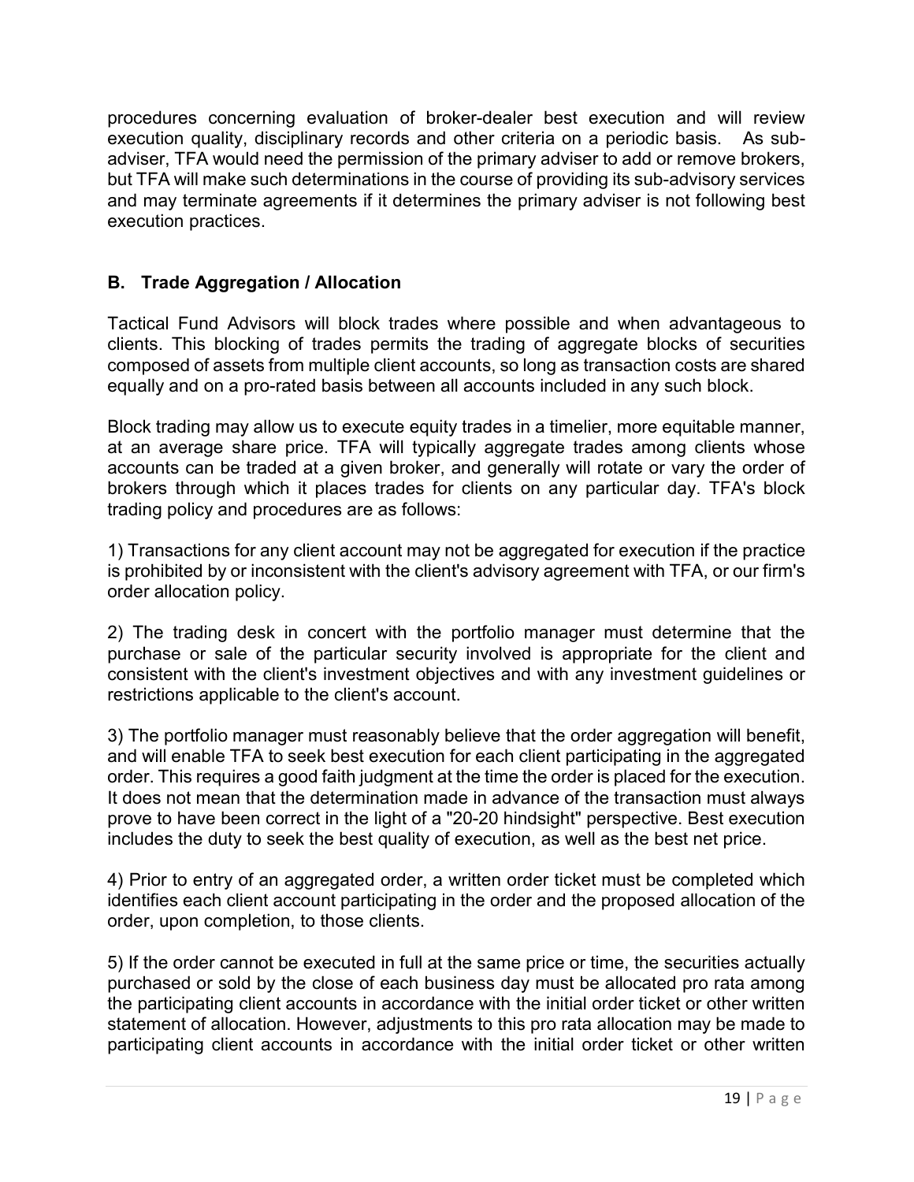procedures concerning evaluation of broker-dealer best execution and will review execution quality, disciplinary records and other criteria on a periodic basis. As sub-adviser, TFA would need the permission of the primary adviser to add or remove brokers, but TFA will make such determinations in the course of providing its sub-advisory services and may terminate agreements if it determines the primary adviser is not following best execution practices.

### B. Trade Aggregation / Allocation

Tactical Fund Advisors will block trades where possible and when advantageous to clients. This blocking of trades permits the trading of aggregate blocks of securities composed of assets from multiple client accounts, so long as transaction costs are shared equally and on a pro-rated basis between all accounts included in any such block.

Block trading may allow us to execute equity trades in a timelier, more equitable manner, at an average share price. TFA will typically aggregate trades among clients whose accounts can be traded at a given broker, and generally will rotate or vary the order of brokers through which it places trades for clients on any particular day. TFA's block trading policy and procedures are as follows:

1) Transactions for any client account may not be aggregated for execution if the practice is prohibited by or inconsistent with the client's advisory agreement with TFA, or our firm's order allocation policy.

2) The trading desk in concert with the portfolio manager must determine that the purchase or sale of the particular security involved is appropriate for the client and consistent with the client's investment objectives and with any investment guidelines or restrictions applicable to the client's account.

3) The portfolio manager must reasonably believe that the order aggregation will benefit, and will enable TFA to seek best execution for each client participating in the aggregated order. This requires a good faith judgment at the time the order is placed for the execution. It does not mean that the determination made in advance of the transaction must always prove to have been correct in the light of a "20-20 hindsight" perspective. Best execution includes the duty to seek the best quality of execution, as well as the best net price.

4) Prior to entry of an aggregated order, a written order ticket must be completed which identifies each client account participating in the order and the proposed allocation of the order, upon completion, to those clients.

5) If the order cannot be executed in full at the same price or time, the securities actually purchased or sold by the close of each business day must be allocated pro rata among the participating client accounts in accordance with the initial order ticket or other written statement of allocation. However, adjustments to this pro rata allocation may be made to participating client accounts in accordance with the initial order ticket or other written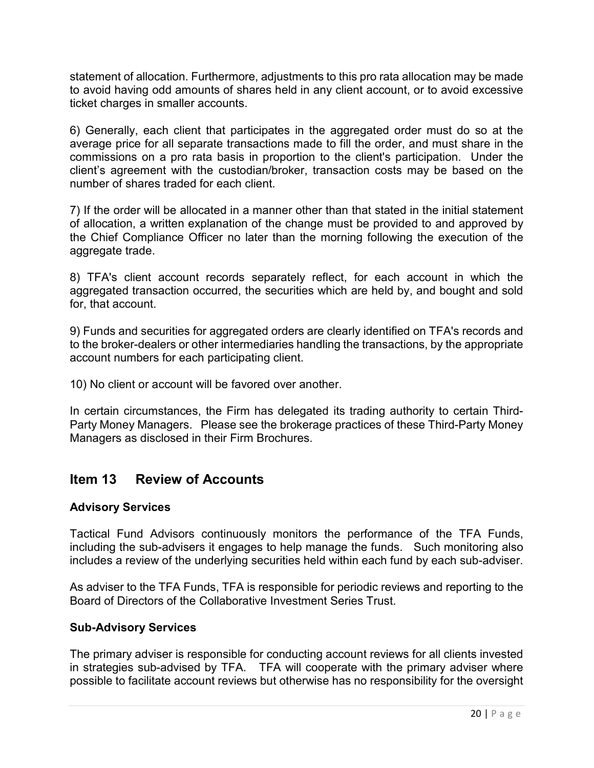statement of allocation. Furthermore, adjustments to this pro rata allocation may be made to avoid having odd amounts of shares held in any client account, or to avoid excessive ticket charges in smaller accounts.

6) Generally, each client that participates in the aggregated order must do so at the average price for all separate transactions made to fill the order, and must share in the commissions on a pro rata basis in proportion to the client's participation. Under the client's agreement with the custodian/broker, transaction costs may be based on the number of shares traded for each client.

7) If the order will be allocated in a manner other than that stated in the initial statement of allocation, a written explanation of the change must be provided to and approved by the Chief Compliance Officer no later than the morning following the execution of the aggregate trade.

8) TFA's client account records separately reflect, for each account in which the aggregated transaction occurred, the securities which are held by, and bought and sold for, that account.

9) Funds and securities for aggregated orders are clearly identified on TFA's records and to the broker-dealers or other intermediaries handling the transactions, by the appropriate account numbers for each participating client.

10) No client or account will be favored over another.

In certain circumstances, the Firm has delegated its trading authority to certain Third-Party Money Managers. Please see the brokerage practices of these Third-Party Money Managers as disclosed in their Firm Brochures.

## Item 13 Review of Accounts

### Advisory Services

Tactical Fund Advisors continuously monitors the performance of the TFA Funds, including the sub-advisers it engages to help manage the funds. Such monitoring also includes a review of the underlying securities held within each fund by each sub-adviser.

As adviser to the TFA Funds, TFA is responsible for periodic reviews and reporting to the Board of Directors of the Collaborative Investment Series Trust.

### Sub-Advisory Services

The primary adviser is responsible for conducting account reviews for all clients invested in strategies sub-advised by TFA. TFA will cooperate with the primary adviser where possible to facilitate account reviews but otherwise has no responsibility for the oversight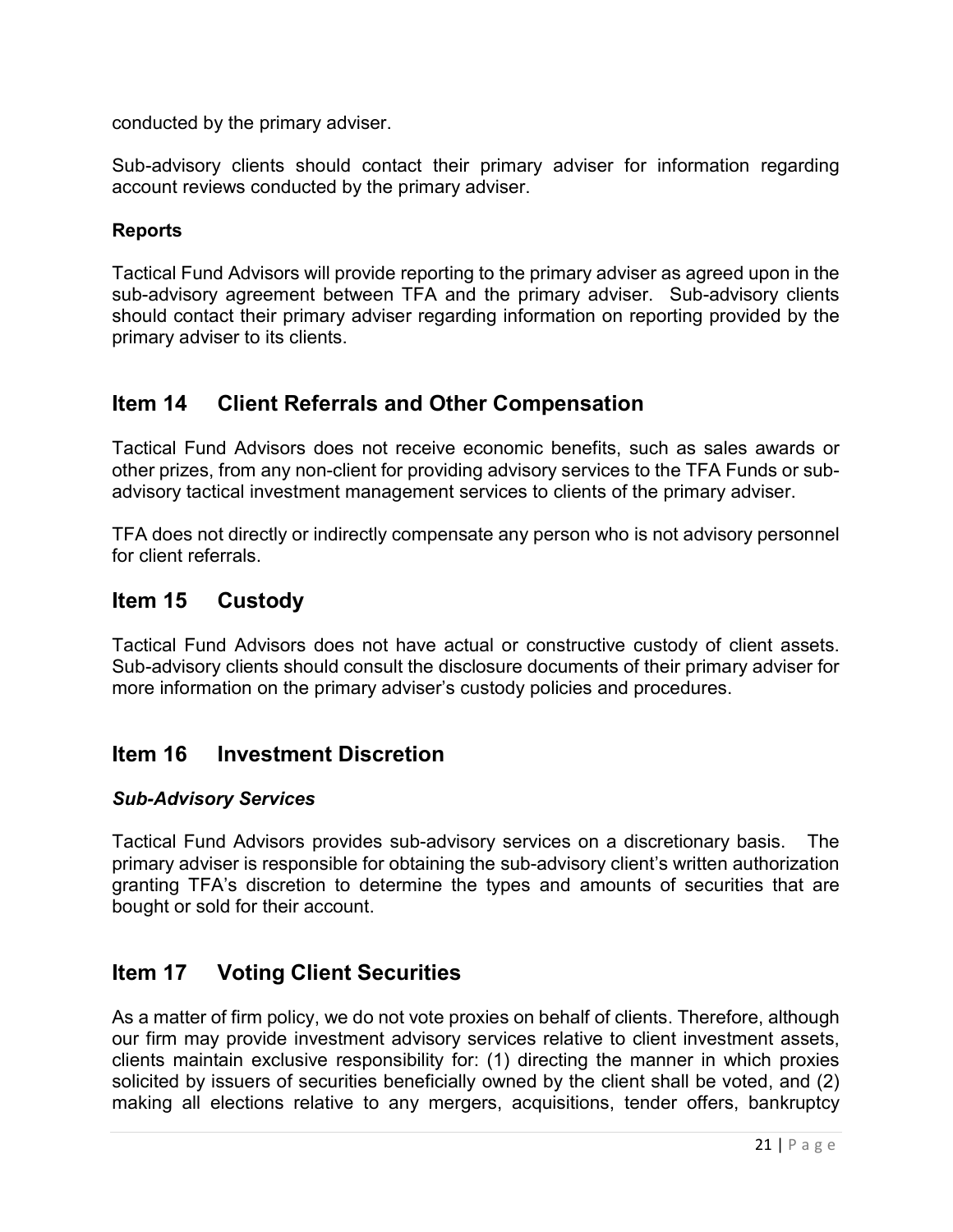conducted by the primary adviser.

Sub-advisory clients should contact their primary adviser for information regarding account reviews conducted by the primary adviser.

**Reports**

Tactical Fund Advisors will provide reporting to the primary adviser as agreed upon in the sub-advisory agreement between TFA and the primary adviser. Sub-advisory clients should contact their primary adviser regarding information on reporting provided by the primary adviser to its clients.

## Item 14 Client Referrals and Other Compensation

Tactical Fund Advisors does not receive economic benefits, such as sales awards or other prizes, from any non-client for providing advisory services to the TFA Funds or sub-advisory tactical investment management services to clients of the primary adviser.

TFA does not directly or indirectly compensate any person who is not advisory personnel for client referrals.

## Item 15 Custody

Tactical Fund Advisors does not have actual or constructive custody of client assets. Sub-advisory clients should consult the disclosure documents of their primary adviser for more information on the primary adviser's custody policies and procedures.

## Item 16 Investment Discretion

***Sub-Advisory Services***

Tactical Fund Advisors provides sub-advisory services on a discretionary basis. The primary adviser is responsible for obtaining the sub-advisory client's written authorization granting TFA's discretion to determine the types and amounts of securities that are bought or sold for their account.

## Item 17 Voting Client Securities

As a matter of firm policy, we do not vote proxies on behalf of clients. Therefore, although our firm may provide investment advisory services relative to client investment assets, clients maintain exclusive responsibility for: (1) directing the manner in which proxies solicited by issuers of securities beneficially owned by the client shall be voted, and (2) making all elections relative to any mergers, acquisitions, tender offers, bankruptcy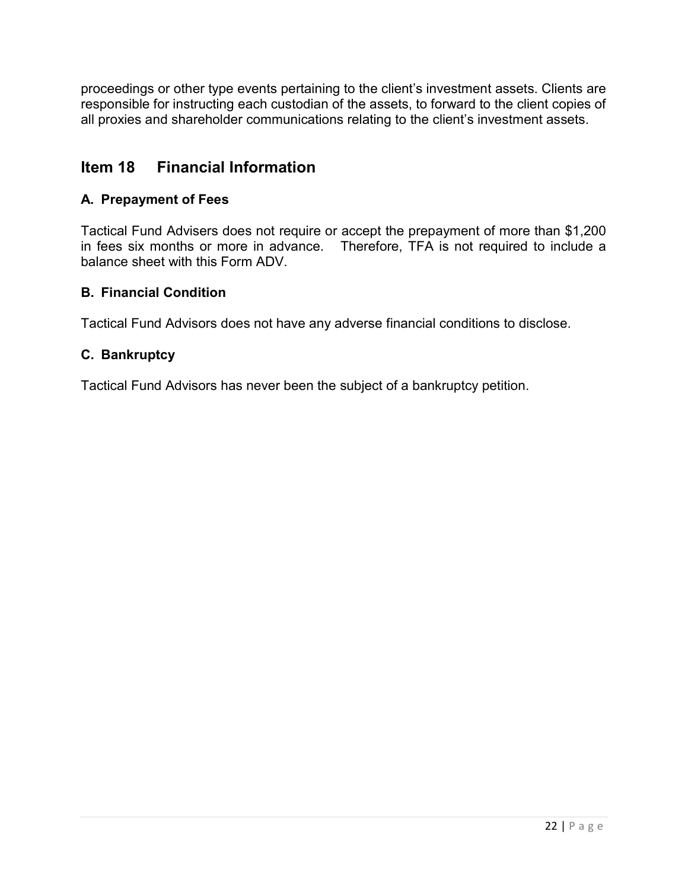proceedings or other type events pertaining to the client's investment assets. Clients are responsible for instructing each custodian of the assets, to forward to the client copies of all proxies and shareholder communications relating to the client's investment assets.

## Item 18 Financial Information

### A. Prepayment of Fees

Tactical Fund Advisers does not require or accept the prepayment of more than $1,200 in fees six months or more in advance. Therefore, TFA is not required to include a balance sheet with this Form ADV.

### B. Financial Condition

Tactical Fund Advisors does not have any adverse financial conditions to disclose.

### C. Bankruptcy

Tactical Fund Advisors has never been the subject of a bankruptcy petition.